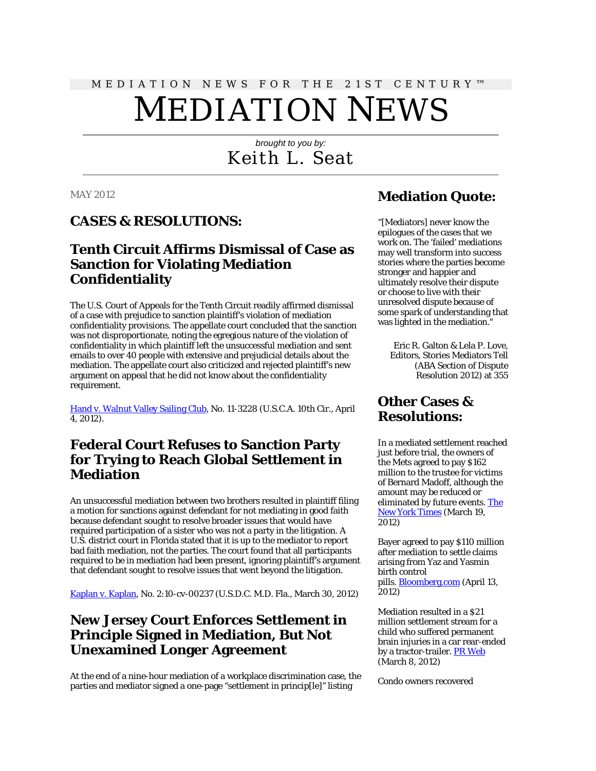MEDIATION NEWS FOR THE 21ST CENTURY™

# MEDIATION NEWS

brought to you by:

Keith L. Seat

MAY 2012

## CASES & RESOLUTIONS:

### Tenth Circuit Affirms Dismissal of Case as Sanction for Violating Mediation Confidentiality

The U.S. Court of Appeals for the Tenth Circuit readily affirmed dismissal of a case with prejudice to sanction plaintiff's violation of mediation confidentiality provisions. The appellate court concluded that the sanction was not disproportionate, noting the egregious nature of the violation of confidentiality in which plaintiff left the unsuccessful mediation and sent emails to over 40 people with extensive and prejudicial details about the mediation. The appellate court also criticized and rejected plaintiff's new argument on appeal that he did not know about the confidentiality requirement.

Hand v. Walnut Valley Sailing Club, No. 11-3228 (U.S.C.A. 10th Cir., April 4, 2012).

### Federal Court Refuses to Sanction Party for Trying to Reach Global Settlement in Mediation

An unsuccessful mediation between two brothers resulted in plaintiff filing a motion for sanctions against defendant for not mediating in good faith because defendant sought to resolve broader issues that would have required participation of a sister who was not a party in the litigation. A U.S. district court in Florida stated that it is up to the mediator to report bad faith mediation, not the parties. The court found that all participants required to be in mediation had been present, ignoring plaintiff's argument that defendant sought to resolve issues that went beyond the litigation.

Kaplan v. Kaplan, No. 2:10-cv-00237 (U.S.D.C. M.D. Fla., March 30, 2012)

### New Jersey Court Enforces Settlement in Principle Signed in Mediation, But Not Unexamined Longer Agreement

At the end of a nine-hour mediation of a workplace discrimination case, the parties and mediator signed a one-page "settlement in princip[le]" listing

## Mediation Quote:

"[Mediators] never know the epilogues of the cases that we work on. The 'failed' mediations may well transform into success stories where the parties become stronger and happier and ultimately resolve their dispute or choose to live with their unresolved dispute because of some spark of understanding that was lighted in the mediation."

Eric R. Galton & Lela P. Love, Editors, Stories Mediators Tell (ABA Section of Dispute Resolution 2012) at 355

## Other Cases & Resolutions:

In a mediated settlement reached just before trial, the owners of the Mets agreed to pay $162 million to the trustee for victims of Bernard Madoff, although the amount may be reduced or eliminated by future events. The New York Times (March 19, 2012)

Bayer agreed to pay $110 million after mediation to settle claims arising from Yaz and Yasmin birth control pills. Bloomberg.com (April 13, 2012)

Mediation resulted in a $21 million settlement stream for a child who suffered permanent brain injuries in a car rear-ended by a tractor-trailer. PR Web (March 8, 2012)

Condo owners recovered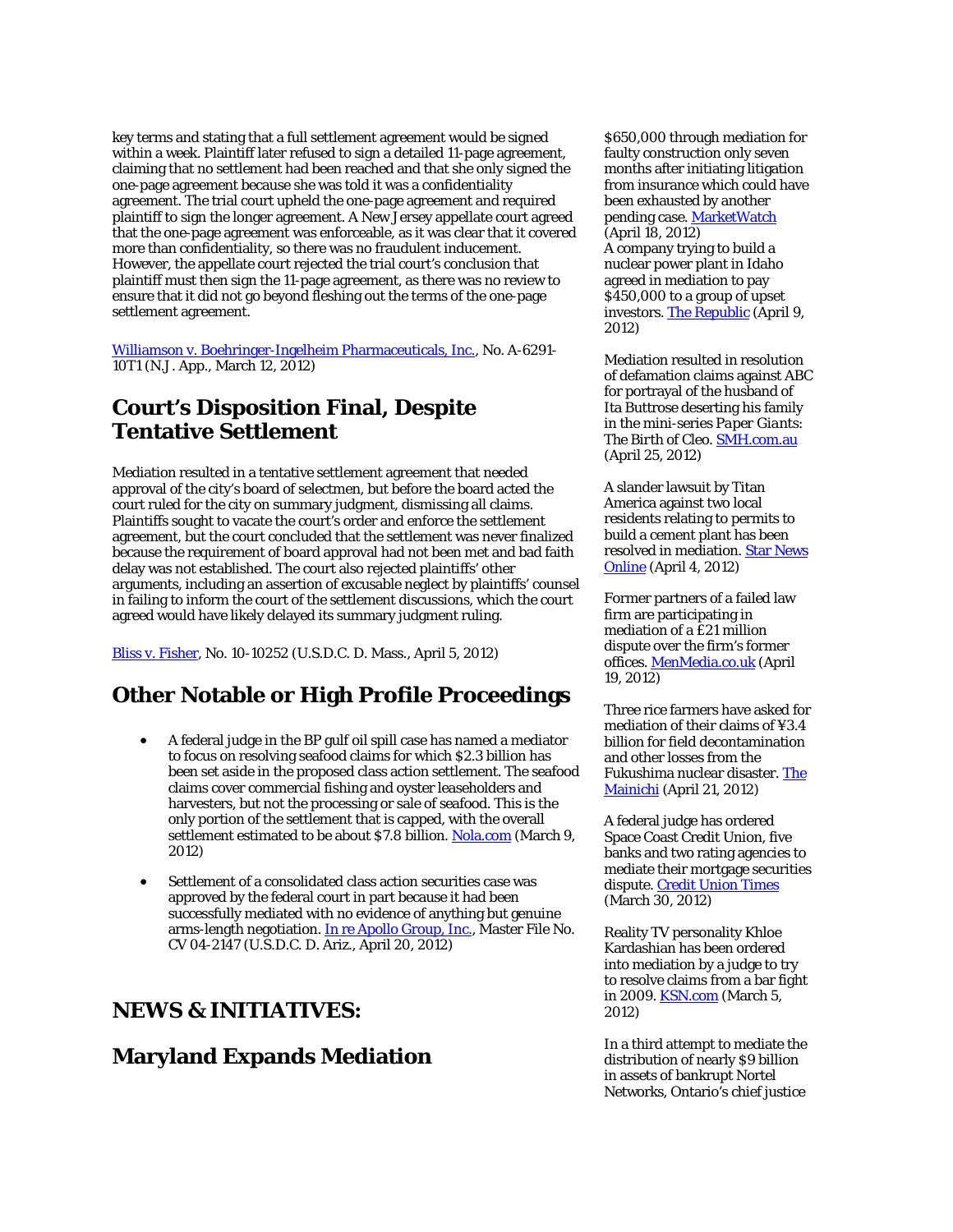key terms and stating that a full settlement agreement would be signed within a week. Plaintiff later refused to sign a detailed 11-page agreement, claiming that no settlement had been reached and that she only signed the one-page agreement because she was told it was a confidentiality agreement. The trial court upheld the one-page agreement and required plaintiff to sign the longer agreement. A New Jersey appellate court agreed that the one-page agreement was enforceable, as it was clear that it covered more than confidentiality, so there was no fraudulent inducement. However, the appellate court rejected the trial court's conclusion that plaintiff must then sign the 11-page agreement, as there was no review to ensure that it did not go beyond fleshing out the terms of the one-page settlement agreement.

Williamson v. Boehringer-Ingelheim Pharmaceuticals, Inc., No. A-6291-10T1 (N.J. App., March 12, 2012)

## Court's Disposition Final, Despite Tentative Settlement

Mediation resulted in a tentative settlement agreement that needed approval of the city's board of selectmen, but before the board acted the court ruled for the city on summary judgment, dismissing all claims. Plaintiffs sought to vacate the court's order and enforce the settlement agreement, but the court concluded that the settlement was never finalized because the requirement of board approval had not been met and bad faith delay was not established. The court also rejected plaintiffs' other arguments, including an assertion of excusable neglect by plaintiffs' counsel in failing to inform the court of the settlement discussions, which the court agreed would have likely delayed its summary judgment ruling.

Bliss v. Fisher, No. 10-10252 (U.S.D.C. D. Mass., April 5, 2012)

## Other Notable or High Profile Proceedings

- A federal judge in the BP gulf oil spill case has named a mediator to focus on resolving seafood claims for which $2.3 billion has been set aside in the proposed class action settlement. The seafood claims cover commercial fishing and oyster leaseholders and harvesters, but not the processing or sale of seafood. This is the only portion of the settlement that is capped, with the overall settlement estimated to be about $7.8 billion. Nola.com (March 9, 2012)
- Settlement of a consolidated class action securities case was approved by the federal court in part because it had been successfully mediated with no evidence of anything but genuine arms-length negotiation. In re Apollo Group, Inc., Master File No. CV 04-2147 (U.S.D.C. D. Ariz., April 20, 2012)

## NEWS & INITIATIVES:

## Maryland Expands Mediation

$650,000 through mediation for faulty construction only seven months after initiating litigation from insurance which could have been exhausted by another pending case. MarketWatch (April 18, 2012)
A company trying to build a nuclear power plant in Idaho agreed in mediation to pay $450,000 to a group of upset investors. The Republic (April 9, 2012)

Mediation resulted in resolution of defamation claims against ABC for portrayal of the husband of Ita Buttrose deserting his family in the mini-series *Paper Giants: The Birth of Cleo*. SMH.com.au (April 25, 2012)

A slander lawsuit by Titan America against two local residents relating to permits to build a cement plant has been resolved in mediation. Star News Online (April 4, 2012)

Former partners of a failed law firm are participating in mediation of a £21 million dispute over the firm's former offices. MenMedia.co.uk (April 19, 2012)

Three rice farmers have asked for mediation of their claims of ¥3.4 billion for field decontamination and other losses from the Fukushima nuclear disaster. The Mainichi (April 21, 2012)

A federal judge has ordered Space Coast Credit Union, five banks and two rating agencies to mediate their mortgage securities dispute. Credit Union Times (March 30, 2012)

Reality TV personality Khloe Kardashian has been ordered into mediation by a judge to try to resolve claims from a bar fight in 2009. KSN.com (March 5, 2012)

In a third attempt to mediate the distribution of nearly $9 billion in assets of bankrupt Nortel Networks, Ontario's chief justice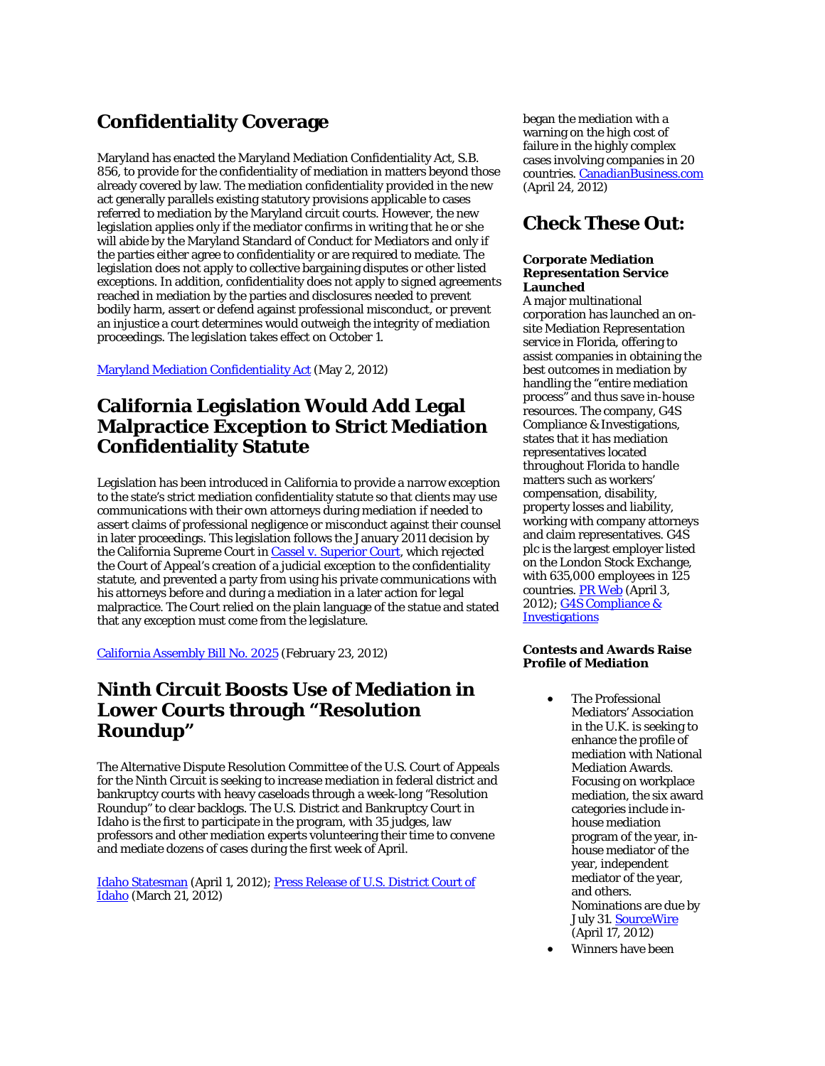## Confidentiality Coverage

Maryland has enacted the Maryland Mediation Confidentiality Act, S.B. 856, to provide for the confidentiality of mediation in matters beyond those already covered by law. The mediation confidentiality provided in the new act generally parallels existing statutory provisions applicable to cases referred to mediation by the Maryland circuit courts. However, the new legislation applies only if the mediator confirms in writing that he or she will abide by the Maryland Standard of Conduct for Mediators and only if the parties either agree to confidentiality or are required to mediate. The legislation does not apply to collective bargaining disputes or other listed exceptions. In addition, confidentiality does not apply to signed agreements reached in mediation by the parties and disclosures needed to prevent bodily harm, assert or defend against professional misconduct, or prevent an injustice a court determines would outweigh the integrity of mediation proceedings. The legislation takes effect on October 1.

Maryland Mediation Confidentiality Act (May 2, 2012)

## California Legislation Would Add Legal Malpractice Exception to Strict Mediation Confidentiality Statute

Legislation has been introduced in California to provide a narrow exception to the state's strict mediation confidentiality statute so that clients may use communications with their own attorneys during mediation if needed to assert claims of professional negligence or misconduct against their counsel in later proceedings. This legislation follows the January 2011 decision by the California Supreme Court in Cassel v. Superior Court, which rejected the Court of Appeal's creation of a judicial exception to the confidentiality statute, and prevented a party from using his private communications with his attorneys before and during a mediation in a later action for legal malpractice. The Court relied on the plain language of the statue and stated that any exception must come from the legislature.

California Assembly Bill No. 2025 (February 23, 2012)

## Ninth Circuit Boosts Use of Mediation in Lower Courts through "Resolution Roundup"

The Alternative Dispute Resolution Committee of the U.S. Court of Appeals for the Ninth Circuit is seeking to increase mediation in federal district and bankruptcy courts with heavy caseloads through a week-long "Resolution Roundup" to clear backlogs. The U.S. District and Bankruptcy Court in Idaho is the first to participate in the program, with 35 judges, law professors and other mediation experts volunteering their time to convene and mediate dozens of cases during the first week of April.

Idaho Statesman (April 1, 2012); Press Release of U.S. District Court of Idaho (March 21, 2012)

began the mediation with a warning on the high cost of failure in the highly complex cases involving companies in 20 countries. CanadianBusiness.com (April 24, 2012)

## Check These Out:

**Corporate Mediation Representation Service Launched**

A major multinational corporation has launched an on-site Mediation Representation service in Florida, offering to assist companies in obtaining the best outcomes in mediation by handling the "entire mediation process" and thus save in-house resources. The company, G4S Compliance & Investigations, states that it has mediation representatives located throughout Florida to handle matters such as workers' compensation, disability, property losses and liability, working with company attorneys and claim representatives. G4S plc is the largest employer listed on the London Stock Exchange, with 635,000 employees in 125 countries. PR Web (April 3, 2012); G4S Compliance & Investigations

**Contests and Awards Raise Profile of Mediation**

- The Professional Mediators' Association in the U.K. is seeking to enhance the profile of mediation with National Mediation Awards. Focusing on workplace mediation, the six award categories include in-house mediation program of the year, in-house mediator of the year, independent mediator of the year, and others. Nominations are due by July 31. SourceWire (April 17, 2012)
- Winners have been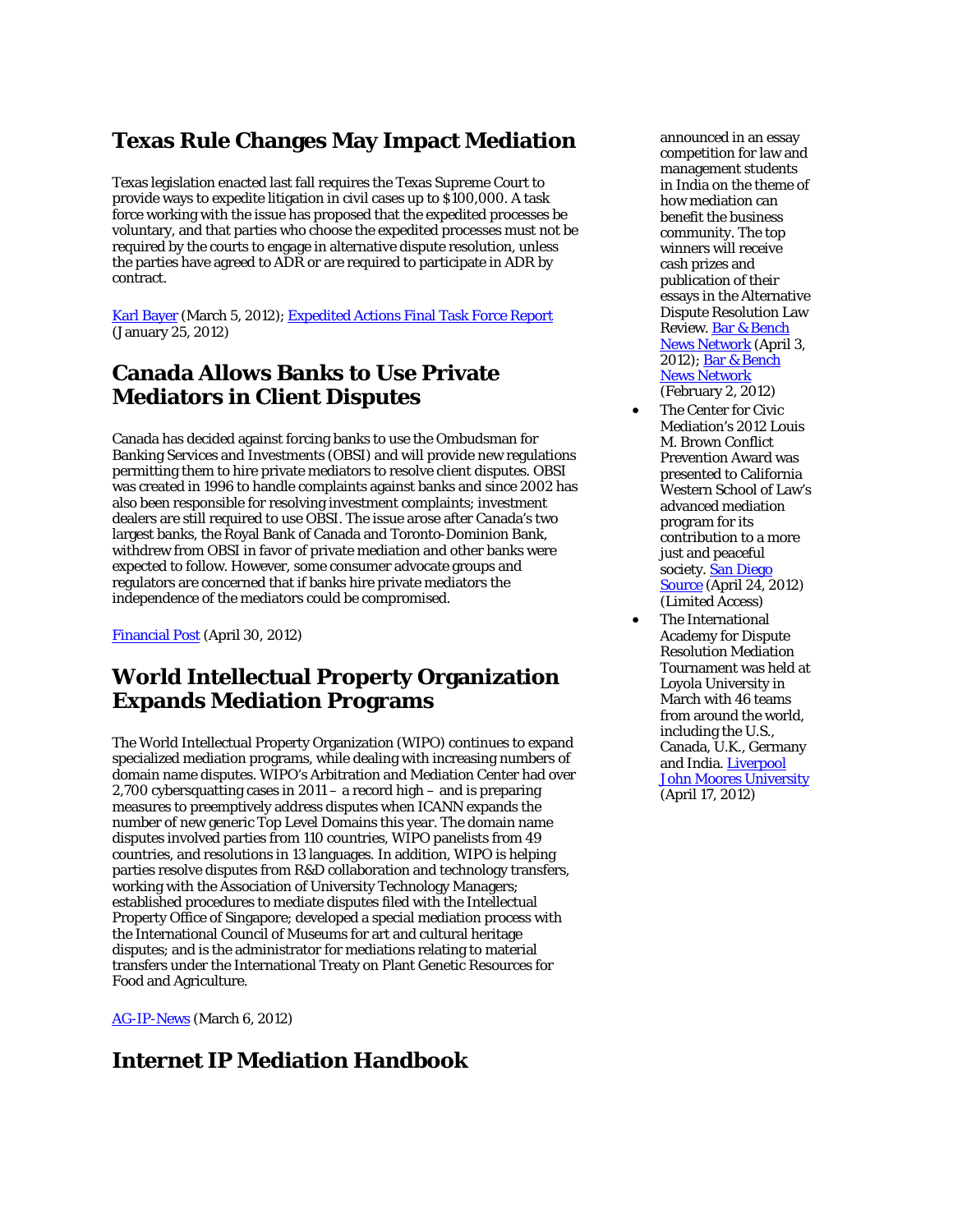## Texas Rule Changes May Impact Mediation

Texas legislation enacted last fall requires the Texas Supreme Court to provide ways to expedite litigation in civil cases up to $100,000. A task force working with the issue has proposed that the expedited processes be voluntary, and that parties who choose the expedited processes must not be required by the courts to engage in alternative dispute resolution, unless the parties have agreed to ADR or are required to participate in ADR by contract.

Karl Bayer (March 5, 2012); Expedited Actions Final Task Force Report (January 25, 2012)

## Canada Allows Banks to Use Private Mediators in Client Disputes

Canada has decided against forcing banks to use the Ombudsman for Banking Services and Investments (OBSI) and will provide new regulations permitting them to hire private mediators to resolve client disputes. OBSI was created in 1996 to handle complaints against banks and since 2002 has also been responsible for resolving investment complaints; investment dealers are still required to use OBSI. The issue arose after Canada's two largest banks, the Royal Bank of Canada and Toronto-Dominion Bank, withdrew from OBSI in favor of private mediation and other banks were expected to follow. However, some consumer advocate groups and regulators are concerned that if banks hire private mediators the independence of the mediators could be compromised.

Financial Post (April 30, 2012)

## World Intellectual Property Organization Expands Mediation Programs

The World Intellectual Property Organization (WIPO) continues to expand specialized mediation programs, while dealing with increasing numbers of domain name disputes. WIPO's Arbitration and Mediation Center had over 2,700 cybersquatting cases in 2011 – a record high – and is preparing measures to preemptively address disputes when ICANN expands the number of new generic Top Level Domains this year. The domain name disputes involved parties from 110 countries, WIPO panelists from 49 countries, and resolutions in 13 languages. In addition, WIPO is helping parties resolve disputes from R&D collaboration and technology transfers, working with the Association of University Technology Managers; established procedures to mediate disputes filed with the Intellectual Property Office of Singapore; developed a special mediation process with the International Council of Museums for art and cultural heritage disputes; and is the administrator for mediations relating to material transfers under the International Treaty on Plant Genetic Resources for Food and Agriculture.

AG-IP-News (March 6, 2012)

## Internet IP Mediation Handbook

announced in an essay competition for law and management students in India on the theme of how mediation can benefit the business community. The top winners will receive cash prizes and publication of their essays in the Alternative Dispute Resolution Law Review. Bar & Bench News Network (April 3, 2012); Bar & Bench News Network (February 2, 2012)

- The Center for Civic Mediation's 2012 Louis M. Brown Conflict Prevention Award was presented to California Western School of Law's advanced mediation program for its contribution to a more just and peaceful society. San Diego Source (April 24, 2012) (Limited Access)
- The International Academy for Dispute Resolution Mediation Tournament was held at Loyola University in March with 46 teams from around the world, including the U.S., Canada, U.K., Germany and India. Liverpool John Moores University (April 17, 2012)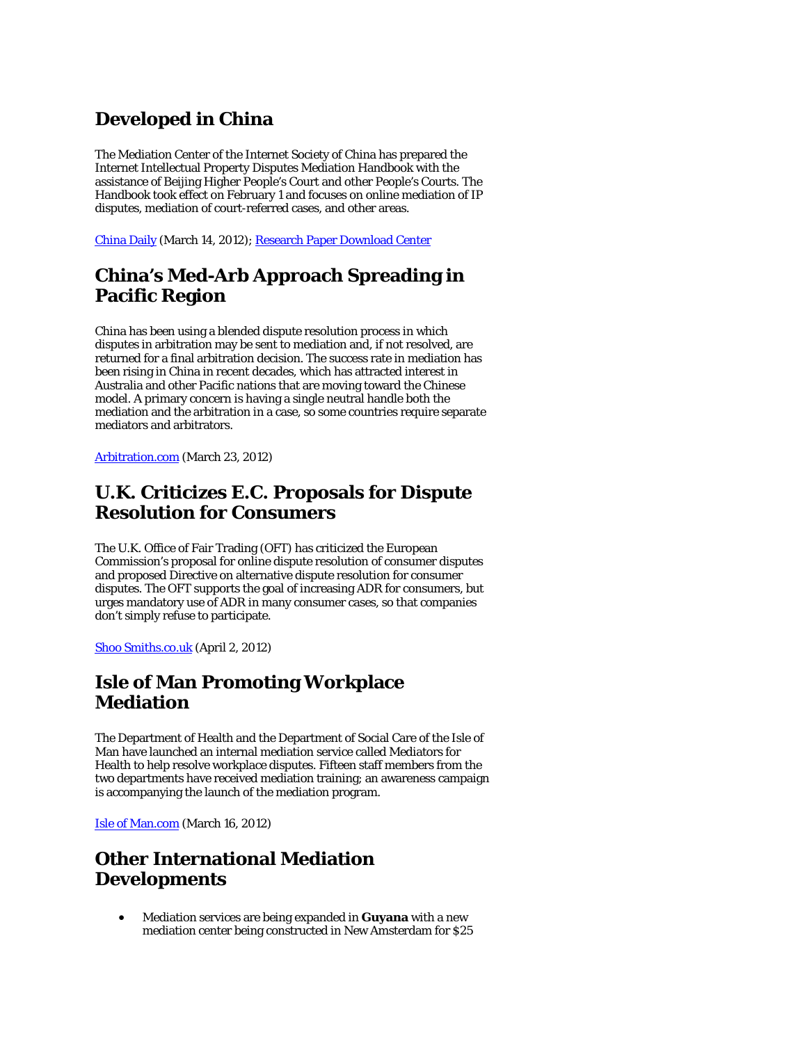## Developed in China

The Mediation Center of the Internet Society of China has prepared the Internet Intellectual Property Disputes Mediation Handbook with the assistance of Beijing Higher People's Court and other People's Courts. The Handbook took effect on February 1 and focuses on online mediation of IP disputes, mediation of court-referred cases, and other areas.

China Daily (March 14, 2012); Research Paper Download Center

## China's Med-Arb Approach Spreading in Pacific Region

China has been using a blended dispute resolution process in which disputes in arbitration may be sent to mediation and, if not resolved, are returned for a final arbitration decision. The success rate in mediation has been rising in China in recent decades, which has attracted interest in Australia and other Pacific nations that are moving toward the Chinese model. A primary concern is having a single neutral handle both the mediation and the arbitration in a case, so some countries require separate mediators and arbitrators.

Arbitration.com (March 23, 2012)

## U.K. Criticizes E.C. Proposals for Dispute Resolution for Consumers

The U.K. Office of Fair Trading (OFT) has criticized the European Commission's proposal for online dispute resolution of consumer disputes and proposed Directive on alternative dispute resolution for consumer disputes. The OFT supports the goal of increasing ADR for consumers, but urges mandatory use of ADR in many consumer cases, so that companies don't simply refuse to participate.

Shoo Smiths.co.uk (April 2, 2012)

## Isle of Man Promoting Workplace Mediation

The Department of Health and the Department of Social Care of the Isle of Man have launched an internal mediation service called Mediators for Health to help resolve workplace disputes. Fifteen staff members from the two departments have received mediation training; an awareness campaign is accompanying the launch of the mediation program.

Isle of Man.com (March 16, 2012)

## Other International Mediation Developments

- Mediation services are being expanded in **Guyana** with a new mediation center being constructed in New Amsterdam for $25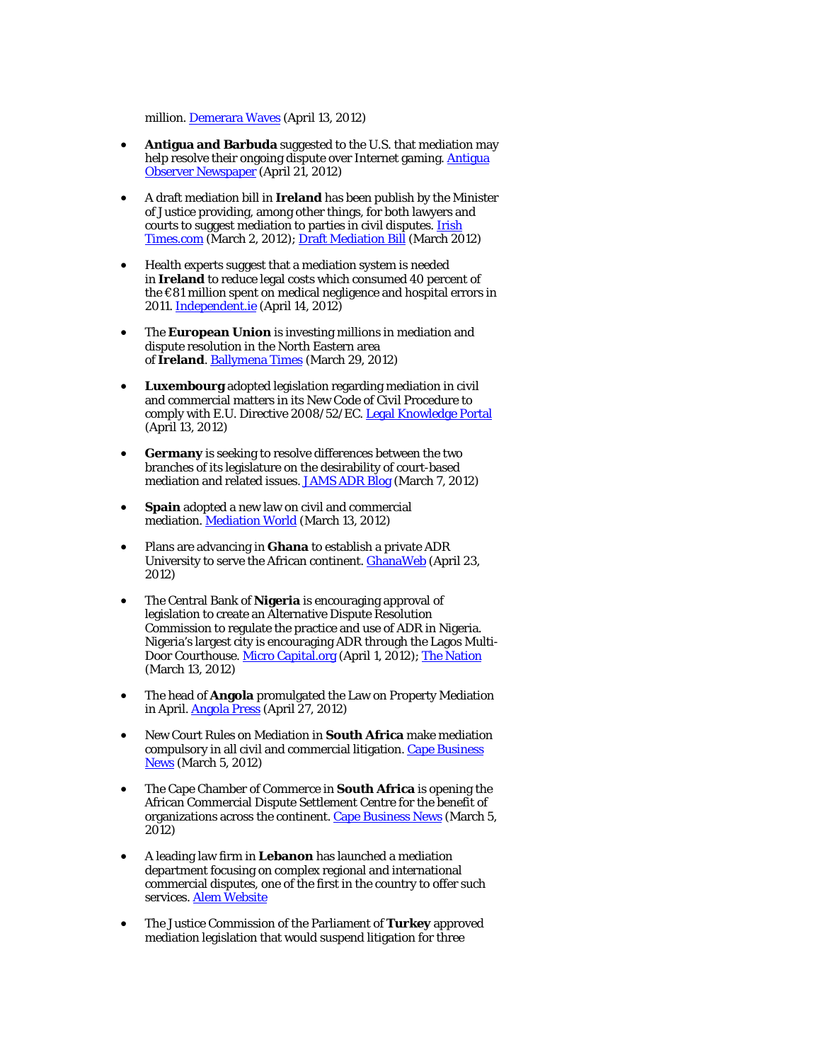million. Demerara Waves (April 13, 2012)

- **Antigua and Barbuda** suggested to the U.S. that mediation may help resolve their ongoing dispute over Internet gaming. Antigua Observer Newspaper (April 21, 2012)

- A draft mediation bill in **Ireland** has been publish by the Minister of Justice providing, among other things, for both lawyers and courts to suggest mediation to parties in civil disputes. Irish Times.com (March 2, 2012); Draft Mediation Bill (March 2012)

- Health experts suggest that a mediation system is needed in **Ireland** to reduce legal costs which consumed 40 percent of the €81 million spent on medical negligence and hospital errors in 2011. Independent.ie (April 14, 2012)

- The **European Union** is investing millions in mediation and dispute resolution in the North Eastern area of **Ireland**. Ballymena Times (March 29, 2012)

- **Luxembourg** adopted legislation regarding mediation in civil and commercial matters in its New Code of Civil Procedure to comply with E.U. Directive 2008/52/EC. Legal Knowledge Portal (April 13, 2012)

- **Germany** is seeking to resolve differences between the two branches of its legislature on the desirability of court-based mediation and related issues. JAMS ADR Blog (March 7, 2012)

- **Spain** adopted a new law on civil and commercial mediation. Mediation World (March 13, 2012)

- Plans are advancing in **Ghana** to establish a private ADR University to serve the African continent. GhanaWeb (April 23, 2012)

- The Central Bank of **Nigeria** is encouraging approval of legislation to create an Alternative Dispute Resolution Commission to regulate the practice and use of ADR in Nigeria. Nigeria's largest city is encouraging ADR through the Lagos Multi-Door Courthouse. Micro Capital.org (April 1, 2012); The Nation (March 13, 2012)

- The head of **Angola** promulgated the Law on Property Mediation in April. Angola Press (April 27, 2012)

- New Court Rules on Mediation in **South Africa** make mediation compulsory in all civil and commercial litigation. Cape Business News (March 5, 2012)

- The Cape Chamber of Commerce in **South Africa** is opening the African Commercial Dispute Settlement Centre for the benefit of organizations across the continent. Cape Business News (March 5, 2012)

- A leading law firm in **Lebanon** has launched a mediation department focusing on complex regional and international commercial disputes, one of the first in the country to offer such services. Alem Website

- The Justice Commission of the Parliament of **Turkey** approved mediation legislation that would suspend litigation for three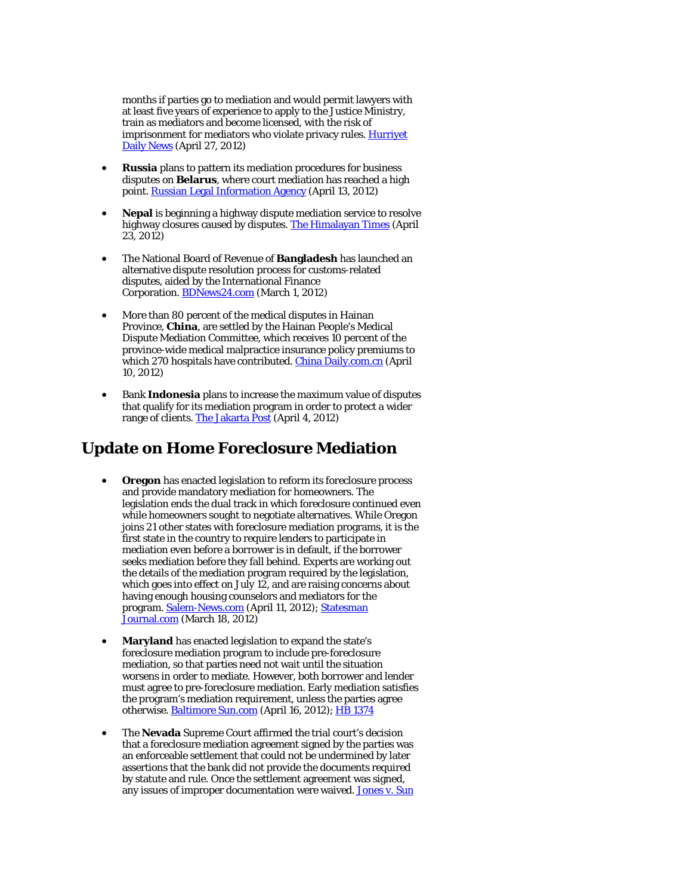months if parties go to mediation and would permit lawyers with at least five years of experience to apply to the Justice Ministry, train as mediators and become licensed, with the risk of imprisonment for mediators who violate privacy rules. [Hurriyet Daily News](#) (April 27, 2012)

- **Russia** plans to pattern its mediation procedures for business disputes on **Belarus**, where court mediation has reached a high point. [Russian Legal Information Agency](#) (April 13, 2012)

- **Nepal** is beginning a highway dispute mediation service to resolve highway closures caused by disputes. [The Himalayan Times](#) (April 23, 2012)

- The National Board of Revenue of **Bangladesh** has launched an alternative dispute resolution process for customs-related disputes, aided by the International Finance Corporation. [BDNews24.com](#) (March 1, 2012)

- More than 80 percent of the medical disputes in Hainan Province, **China**, are settled by the Hainan People's Medical Dispute Mediation Committee, which receives 10 percent of the province-wide medical malpractice insurance policy premiums to which 270 hospitals have contributed. [China Daily.com.cn](#) (April 10, 2012)

- Bank **Indonesia** plans to increase the maximum value of disputes that qualify for its mediation program in order to protect a wider range of clients. [The Jakarta Post](#) (April 4, 2012)

## Update on Home Foreclosure Mediation

- **Oregon** has enacted legislation to reform its foreclosure process and provide mandatory mediation for homeowners. The legislation ends the dual track in which foreclosure continued even while homeowners sought to negotiate alternatives. While Oregon joins 21 other states with foreclosure mediation programs, it is the first state in the country to require lenders to participate in mediation even before a borrower is in default, if the borrower seeks mediation before they fall behind. Experts are working out the details of the mediation program required by the legislation, which goes into effect on July 12, and are raising concerns about having enough housing counselors and mediators for the program. [Salem-News.com](#) (April 11, 2012); [Statesman Journal.com](#) (March 18, 2012)

- **Maryland** has enacted legislation to expand the state's foreclosure mediation program to include pre-foreclosure mediation, so that parties need not wait until the situation worsens in order to mediate. However, both borrower and lender must agree to pre-foreclosure mediation. Early mediation satisfies the program's mediation requirement, unless the parties agree otherwise. [Baltimore Sun.com](#) (April 16, 2012); [HB 1374](#)

- The **Nevada** Supreme Court affirmed the trial court's decision that a foreclosure mediation agreement signed by the parties was an enforceable settlement that could not be undermined by later assertions that the bank did not provide the documents required by statute and rule. Once the settlement agreement was signed, any issues of improper documentation were waived. [Jones v. Sun](#)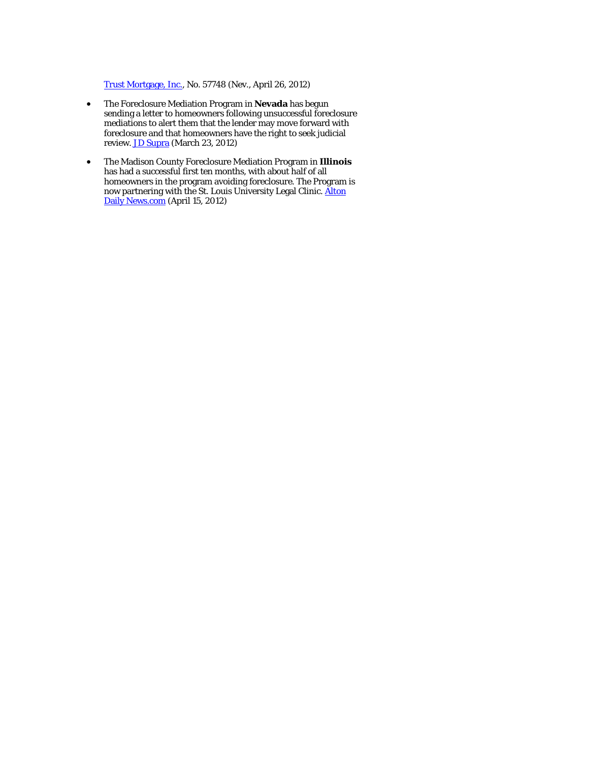Trust Mortgage, Inc., No. 57748 (Nev., April 26, 2012)

- The Foreclosure Mediation Program in **Nevada** has begun sending a letter to homeowners following unsuccessful foreclosure mediations to alert them that the lender may move forward with foreclosure and that homeowners have the right to seek judicial review. JD Supra (March 23, 2012)

- The Madison County Foreclosure Mediation Program in **Illinois** has had a successful first ten months, with about half of all homeowners in the program avoiding foreclosure. The Program is now partnering with the St. Louis University Legal Clinic. Alton Daily News.com (April 15, 2012)